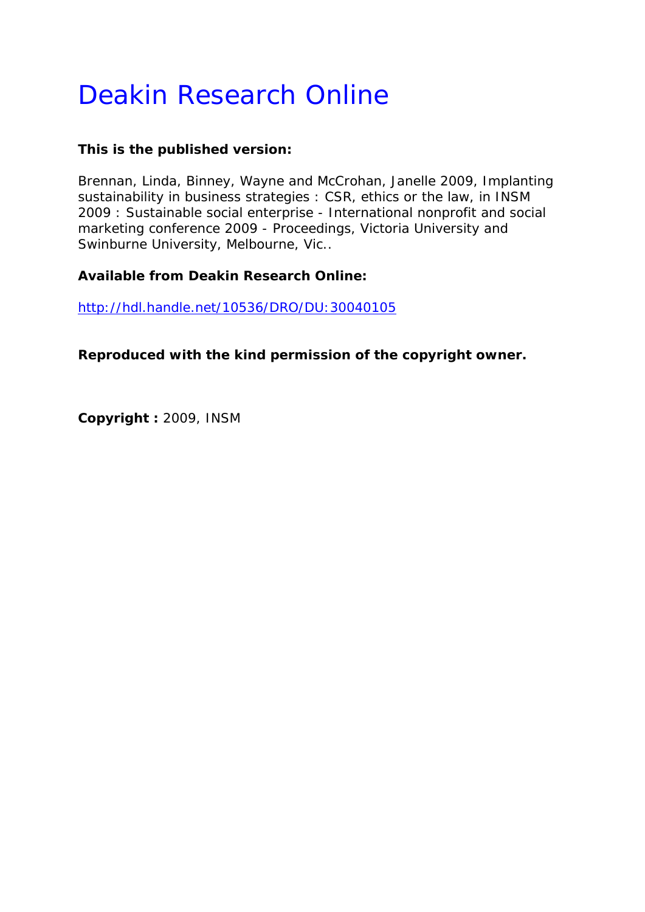# Deakin Research Online

**This is the published version:**

Brennan, Linda, Binney, Wayne and McCrohan, Janelle 2009, Implanting sustainability in business strategies : CSR, ethics or the law, in INSM 2009 : Sustainable social enterprise - International nonprofit and social marketing conference 2009 - Proceedings, Victoria University and Swinburne University, Melbourne, Vic..

**Available from Deakin Research Online:**

http://hdl.handle.net/10536/DRO/DU:30040105

**Reproduced with the kind permission of the copyright owner.**

**Copyright :** 2009, INSM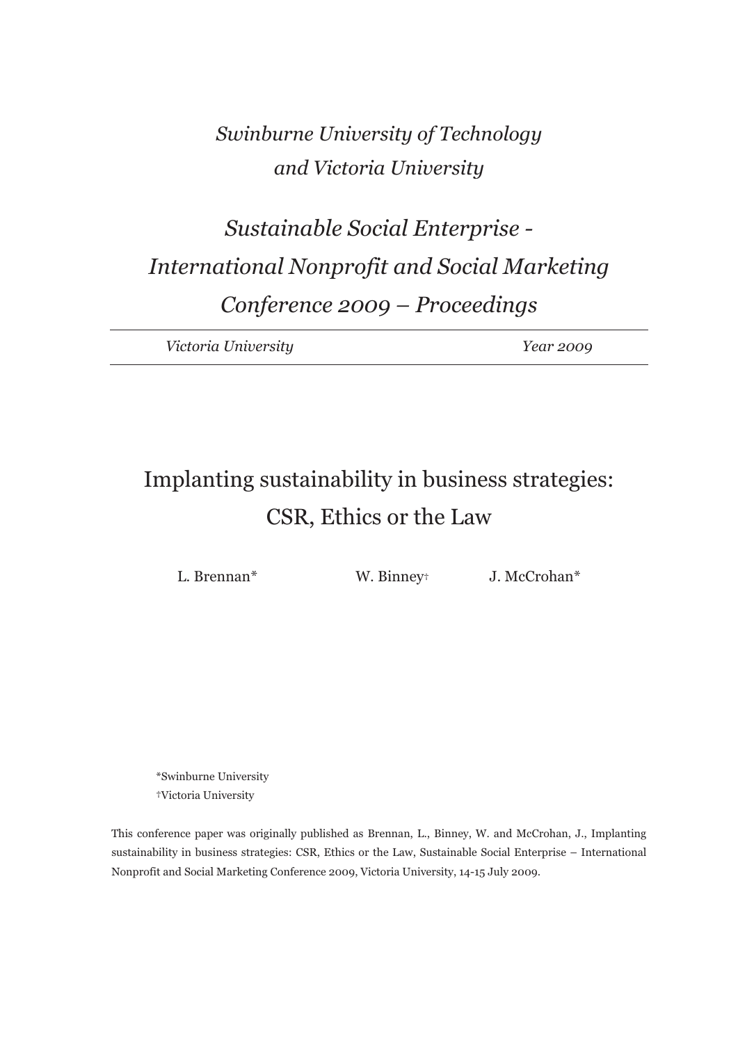*Swinburne University of Technology and Victoria University*

*Sustainable Social Enterprise - International Nonprofit and Social Marketing Conference 2009 – Proceedings*

*Victoria University* *Year 2009*

# Implanting sustainability in business strategies: CSR, Ethics or the Law

L. Brennan* W. Binney† J. McCrohan*

*Swinburne University
†Victoria University

This conference paper was originally published as Brennan, L., Binney, W. and McCrohan, J., Implanting sustainability in business strategies: CSR, Ethics or the Law, Sustainable Social Enterprise – International Nonprofit and Social Marketing Conference 2009, Victoria University, 14-15 July 2009.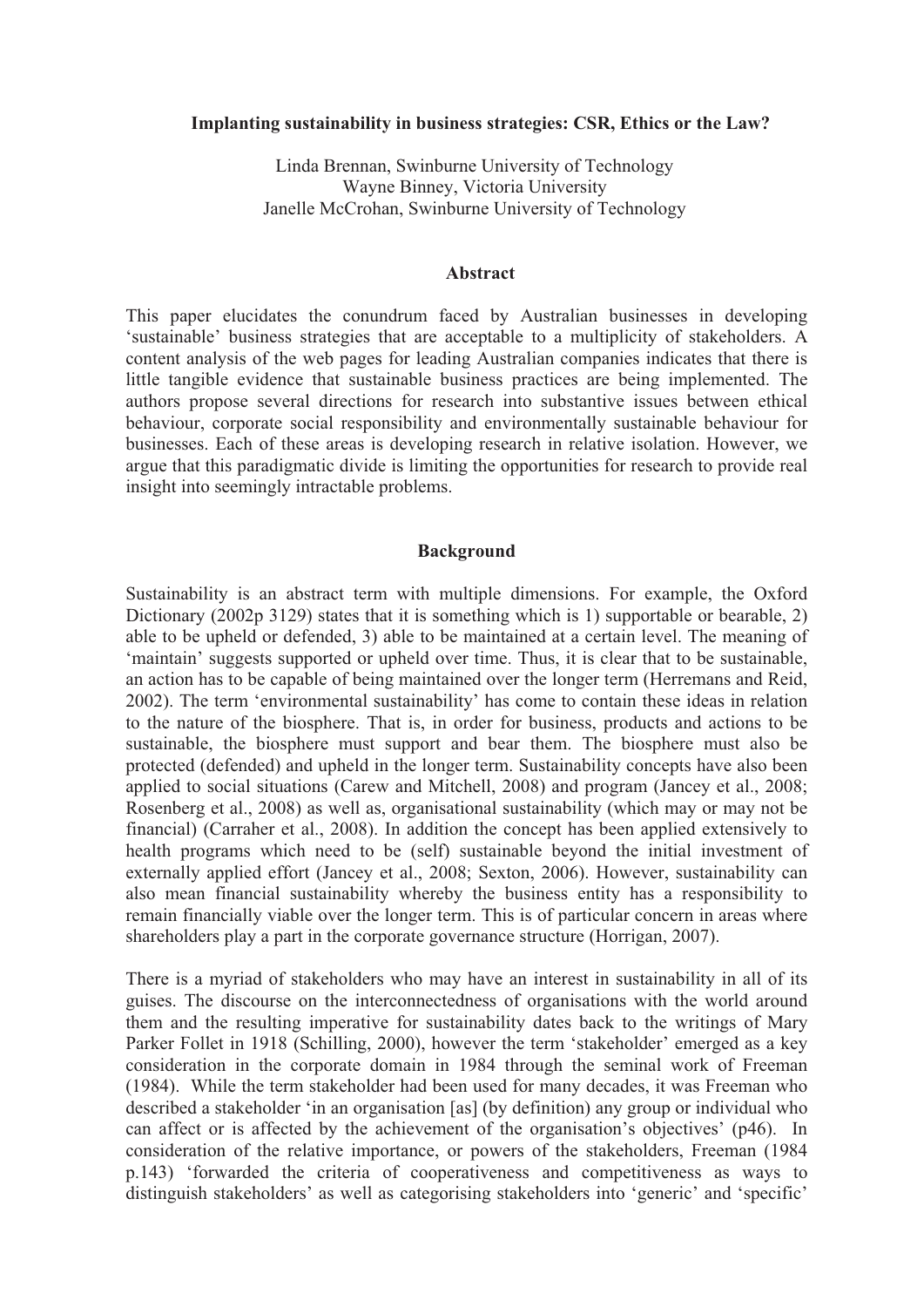**Implanting sustainability in business strategies: CSR, Ethics or the Law?**

Linda Brennan, Swinburne University of Technology
Wayne Binney, Victoria University
Janelle McCrohan, Swinburne University of Technology

## Abstract

This paper elucidates the conundrum faced by Australian businesses in developing 'sustainable' business strategies that are acceptable to a multiplicity of stakeholders. A content analysis of the web pages for leading Australian companies indicates that there is little tangible evidence that sustainable business practices are being implemented. The authors propose several directions for research into substantive issues between ethical behaviour, corporate social responsibility and environmentally sustainable behaviour for businesses. Each of these areas is developing research in relative isolation. However, we argue that this paradigmatic divide is limiting the opportunities for research to provide real insight into seemingly intractable problems.

## Background

Sustainability is an abstract term with multiple dimensions. For example, the Oxford Dictionary (2002p 3129) states that it is something which is 1) supportable or bearable, 2) able to be upheld or defended, 3) able to be maintained at a certain level. The meaning of 'maintain' suggests supported or upheld over time. Thus, it is clear that to be sustainable, an action has to be capable of being maintained over the longer term (Herremans and Reid, 2002). The term 'environmental sustainability' has come to contain these ideas in relation to the nature of the biosphere. That is, in order for business, products and actions to be sustainable, the biosphere must support and bear them. The biosphere must also be protected (defended) and upheld in the longer term. Sustainability concepts have also been applied to social situations (Carew and Mitchell, 2008) and program (Jancey et al., 2008; Rosenberg et al., 2008) as well as, organisational sustainability (which may or may not be financial) (Carraher et al., 2008). In addition the concept has been applied extensively to health programs which need to be (self) sustainable beyond the initial investment of externally applied effort (Jancey et al., 2008; Sexton, 2006). However, sustainability can also mean financial sustainability whereby the business entity has a responsibility to remain financially viable over the longer term. This is of particular concern in areas where shareholders play a part in the corporate governance structure (Horrigan, 2007).

There is a myriad of stakeholders who may have an interest in sustainability in all of its guises. The discourse on the interconnectedness of organisations with the world around them and the resulting imperative for sustainability dates back to the writings of Mary Parker Follet in 1918 (Schilling, 2000), however the term 'stakeholder' emerged as a key consideration in the corporate domain in 1984 through the seminal work of Freeman (1984). While the term stakeholder had been used for many decades, it was Freeman who described a stakeholder 'in an organisation [as] (by definition) any group or individual who can affect or is affected by the achievement of the organisation's objectives' (p46). In consideration of the relative importance, or powers of the stakeholders, Freeman (1984 p.143) 'forwarded the criteria of cooperativeness and competitiveness as ways to distinguish stakeholders' as well as categorising stakeholders into 'generic' and 'specific'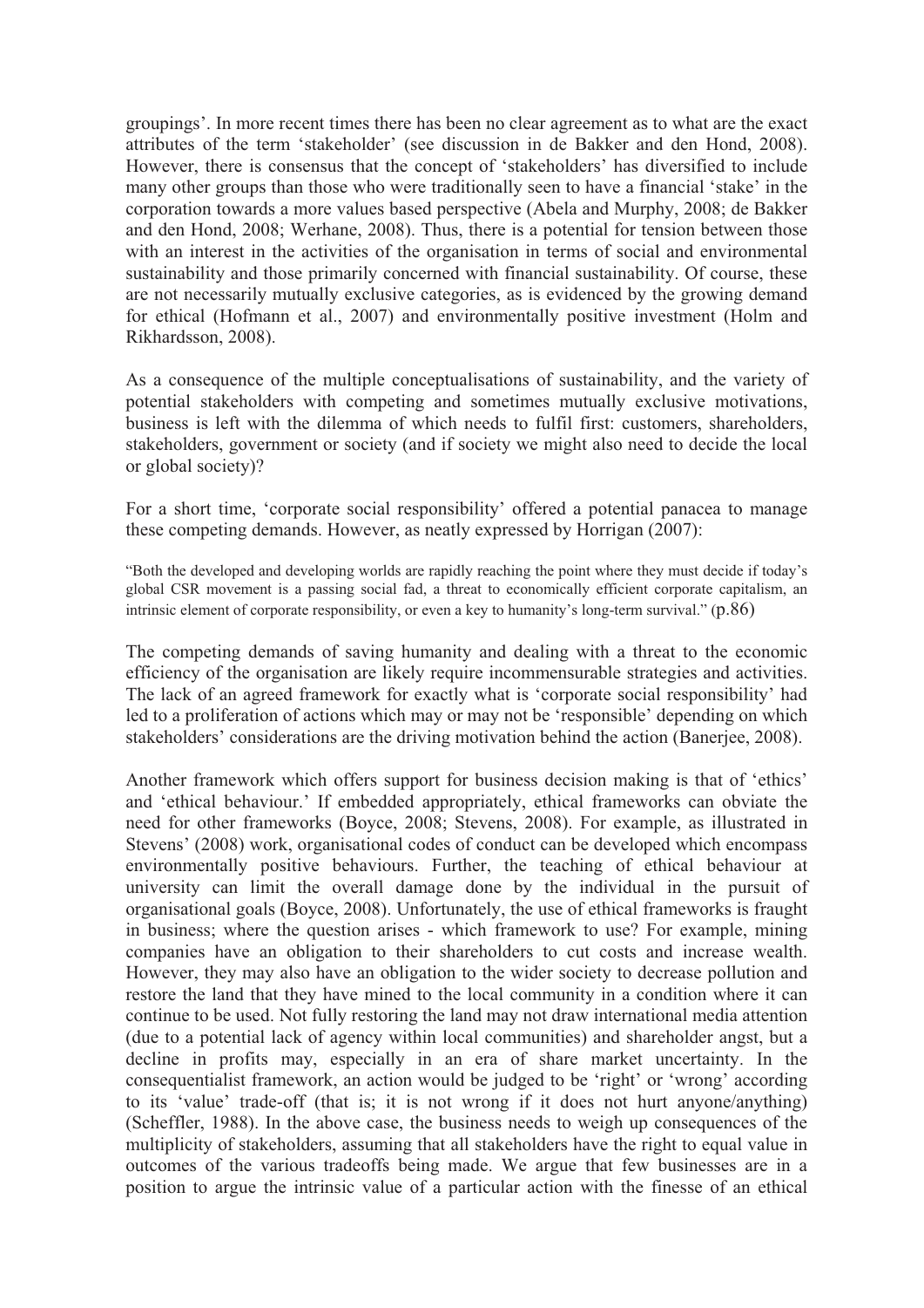groupings'. In more recent times there has been no clear agreement as to what are the exact attributes of the term 'stakeholder' (see discussion in de Bakker and den Hond, 2008). However, there is consensus that the concept of 'stakeholders' has diversified to include many other groups than those who were traditionally seen to have a financial 'stake' in the corporation towards a more values based perspective (Abela and Murphy, 2008; de Bakker and den Hond, 2008; Werhane, 2008). Thus, there is a potential for tension between those with an interest in the activities of the organisation in terms of social and environmental sustainability and those primarily concerned with financial sustainability. Of course, these are not necessarily mutually exclusive categories, as is evidenced by the growing demand for ethical (Hofmann et al., 2007) and environmentally positive investment (Holm and Rikhardsson, 2008).

As a consequence of the multiple conceptualisations of sustainability, and the variety of potential stakeholders with competing and sometimes mutually exclusive motivations, business is left with the dilemma of which needs to fulfil first: customers, shareholders, stakeholders, government or society (and if society we might also need to decide the local or global society)?

For a short time, 'corporate social responsibility' offered a potential panacea to manage these competing demands. However, as neatly expressed by Horrigan (2007):

> "Both the developed and developing worlds are rapidly reaching the point where they must decide if today's global CSR movement is a passing social fad, a threat to economically efficient corporate capitalism, an intrinsic element of corporate responsibility, or even a key to humanity's long-term survival." (p.86)

The competing demands of saving humanity and dealing with a threat to the economic efficiency of the organisation are likely require incommensurable strategies and activities. The lack of an agreed framework for exactly what is 'corporate social responsibility' had led to a proliferation of actions which may or may not be 'responsible' depending on which stakeholders' considerations are the driving motivation behind the action (Banerjee, 2008).

Another framework which offers support for business decision making is that of 'ethics' and 'ethical behaviour.' If embedded appropriately, ethical frameworks can obviate the need for other frameworks (Boyce, 2008; Stevens, 2008). For example, as illustrated in Stevens' (2008) work, organisational codes of conduct can be developed which encompass environmentally positive behaviours. Further, the teaching of ethical behaviour at university can limit the overall damage done by the individual in the pursuit of organisational goals (Boyce, 2008). Unfortunately, the use of ethical frameworks is fraught in business; where the question arises - which framework to use? For example, mining companies have an obligation to their shareholders to cut costs and increase wealth. However, they may also have an obligation to the wider society to decrease pollution and restore the land that they have mined to the local community in a condition where it can continue to be used. Not fully restoring the land may not draw international media attention (due to a potential lack of agency within local communities) and shareholder angst, but a decline in profits may, especially in an era of share market uncertainty. In the consequentialist framework, an action would be judged to be 'right' or 'wrong' according to its 'value' trade-off (that is; it is not wrong if it does not hurt anyone/anything) (Scheffler, 1988). In the above case, the business needs to weigh up consequences of the multiplicity of stakeholders, assuming that all stakeholders have the right to equal value in outcomes of the various tradeoffs being made. We argue that few businesses are in a position to argue the intrinsic value of a particular action with the finesse of an ethical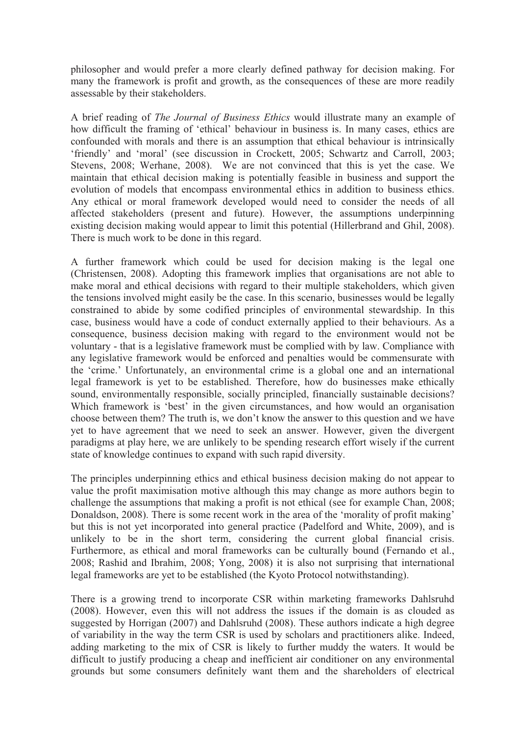philosopher and would prefer a more clearly defined pathway for decision making. For many the framework is profit and growth, as the consequences of these are more readily assessable by their stakeholders.

A brief reading of *The Journal of Business Ethics* would illustrate many an example of how difficult the framing of 'ethical' behaviour in business is. In many cases, ethics are confounded with morals and there is an assumption that ethical behaviour is intrinsically 'friendly' and 'moral' (see discussion in Crockett, 2005; Schwartz and Carroll, 2003; Stevens, 2008; Werhane, 2008). We are not convinced that this is yet the case. We maintain that ethical decision making is potentially feasible in business and support the evolution of models that encompass environmental ethics in addition to business ethics. Any ethical or moral framework developed would need to consider the needs of all affected stakeholders (present and future). However, the assumptions underpinning existing decision making would appear to limit this potential (Hillerbrand and Ghil, 2008). There is much work to be done in this regard.

A further framework which could be used for decision making is the legal one (Christensen, 2008). Adopting this framework implies that organisations are not able to make moral and ethical decisions with regard to their multiple stakeholders, which given the tensions involved might easily be the case. In this scenario, businesses would be legally constrained to abide by some codified principles of environmental stewardship. In this case, business would have a code of conduct externally applied to their behaviours. As a consequence, business decision making with regard to the environment would not be voluntary - that is a legislative framework must be complied with by law. Compliance with any legislative framework would be enforced and penalties would be commensurate with the 'crime.' Unfortunately, an environmental crime is a global one and an international legal framework is yet to be established. Therefore, how do businesses make ethically sound, environmentally responsible, socially principled, financially sustainable decisions? Which framework is 'best' in the given circumstances, and how would an organisation choose between them? The truth is, we don't know the answer to this question and we have yet to have agreement that we need to seek an answer. However, given the divergent paradigms at play here, we are unlikely to be spending research effort wisely if the current state of knowledge continues to expand with such rapid diversity.

The principles underpinning ethics and ethical business decision making do not appear to value the profit maximisation motive although this may change as more authors begin to challenge the assumptions that making a profit is not ethical (see for example Chan, 2008; Donaldson, 2008). There is some recent work in the area of the 'morality of profit making' but this is not yet incorporated into general practice (Padelford and White, 2009), and is unlikely to be in the short term, considering the current global financial crisis. Furthermore, as ethical and moral frameworks can be culturally bound (Fernando et al., 2008; Rashid and Ibrahim, 2008; Yong, 2008) it is also not surprising that international legal frameworks are yet to be established (the Kyoto Protocol notwithstanding).

There is a growing trend to incorporate CSR within marketing frameworks Dahlsruhd (2008). However, even this will not address the issues if the domain is as clouded as suggested by Horrigan (2007) and Dahlsruhd (2008). These authors indicate a high degree of variability in the way the term CSR is used by scholars and practitioners alike. Indeed, adding marketing to the mix of CSR is likely to further muddy the waters. It would be difficult to justify producing a cheap and inefficient air conditioner on any environmental grounds but some consumers definitely want them and the shareholders of electrical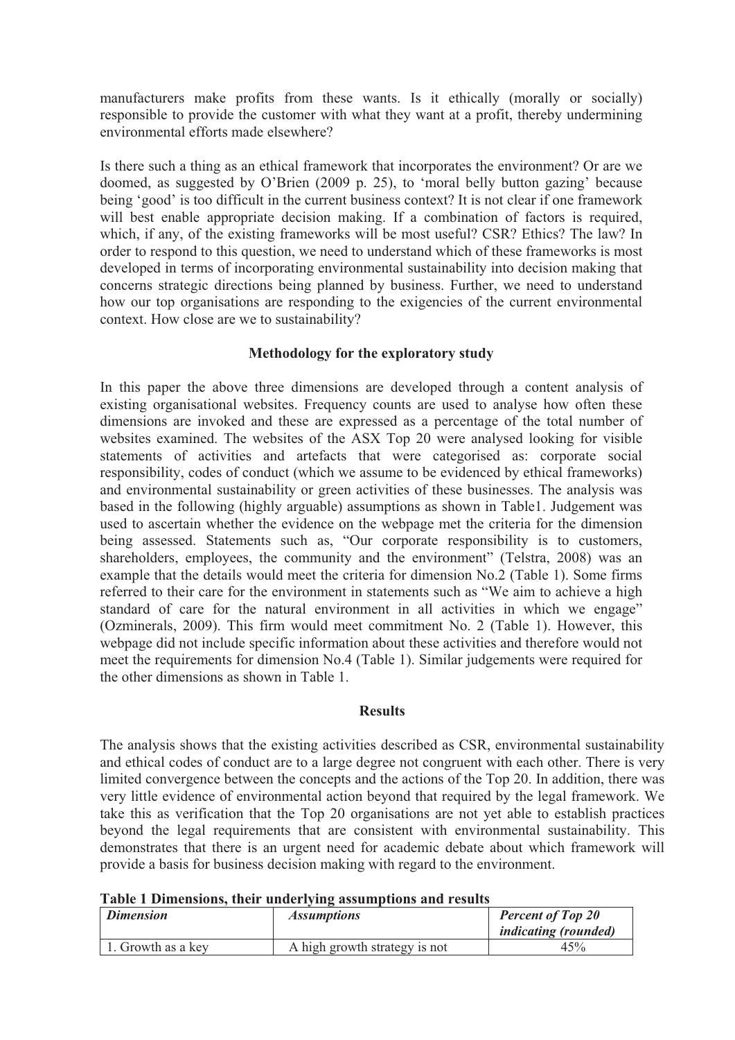manufacturers make profits from these wants. Is it ethically (morally or socially) responsible to provide the customer with what they want at a profit, thereby undermining environmental efforts made elsewhere?

Is there such a thing as an ethical framework that incorporates the environment? Or are we doomed, as suggested by O'Brien (2009 p. 25), to 'moral belly button gazing' because being 'good' is too difficult in the current business context? It is not clear if one framework will best enable appropriate decision making. If a combination of factors is required, which, if any, of the existing frameworks will be most useful? CSR? Ethics? The law? In order to respond to this question, we need to understand which of these frameworks is most developed in terms of incorporating environmental sustainability into decision making that concerns strategic directions being planned by business. Further, we need to understand how our top organisations are responding to the exigencies of the current environmental context. How close are we to sustainability?

## Methodology for the exploratory study

In this paper the above three dimensions are developed through a content analysis of existing organisational websites. Frequency counts are used to analyse how often these dimensions are invoked and these are expressed as a percentage of the total number of websites examined. The websites of the ASX Top 20 were analysed looking for visible statements of activities and artefacts that were categorised as: corporate social responsibility, codes of conduct (which we assume to be evidenced by ethical frameworks) and environmental sustainability or green activities of these businesses. The analysis was based in the following (highly arguable) assumptions as shown in Table1. Judgement was used to ascertain whether the evidence on the webpage met the criteria for the dimension being assessed. Statements such as, "Our corporate responsibility is to customers, shareholders, employees, the community and the environment" (Telstra, 2008) was an example that the details would meet the criteria for dimension No.2 (Table 1). Some firms referred to their care for the environment in statements such as "We aim to achieve a high standard of care for the natural environment in all activities in which we engage" (Ozminerals, 2009). This firm would meet commitment No. 2 (Table 1). However, this webpage did not include specific information about these activities and therefore would not meet the requirements for dimension No.4 (Table 1). Similar judgements were required for the other dimensions as shown in Table 1.

## Results

The analysis shows that the existing activities described as CSR, environmental sustainability and ethical codes of conduct are to a large degree not congruent with each other. There is very limited convergence between the concepts and the actions of the Top 20. In addition, there was very little evidence of environmental action beyond that required by the legal framework. We take this as verification that the Top 20 organisations are not yet able to establish practices beyond the legal requirements that are consistent with environmental sustainability. This demonstrates that there is an urgent need for academic debate about which framework will provide a basis for business decision making with regard to the environment.

**Table 1 Dimensions, their underlying assumptions and results**

| *Dimension* | *Assumptions* | *Percent of Top 20 indicating (rounded)* |
|---|---|---|
| 1. Growth as a key | A high growth strategy is not | 45% |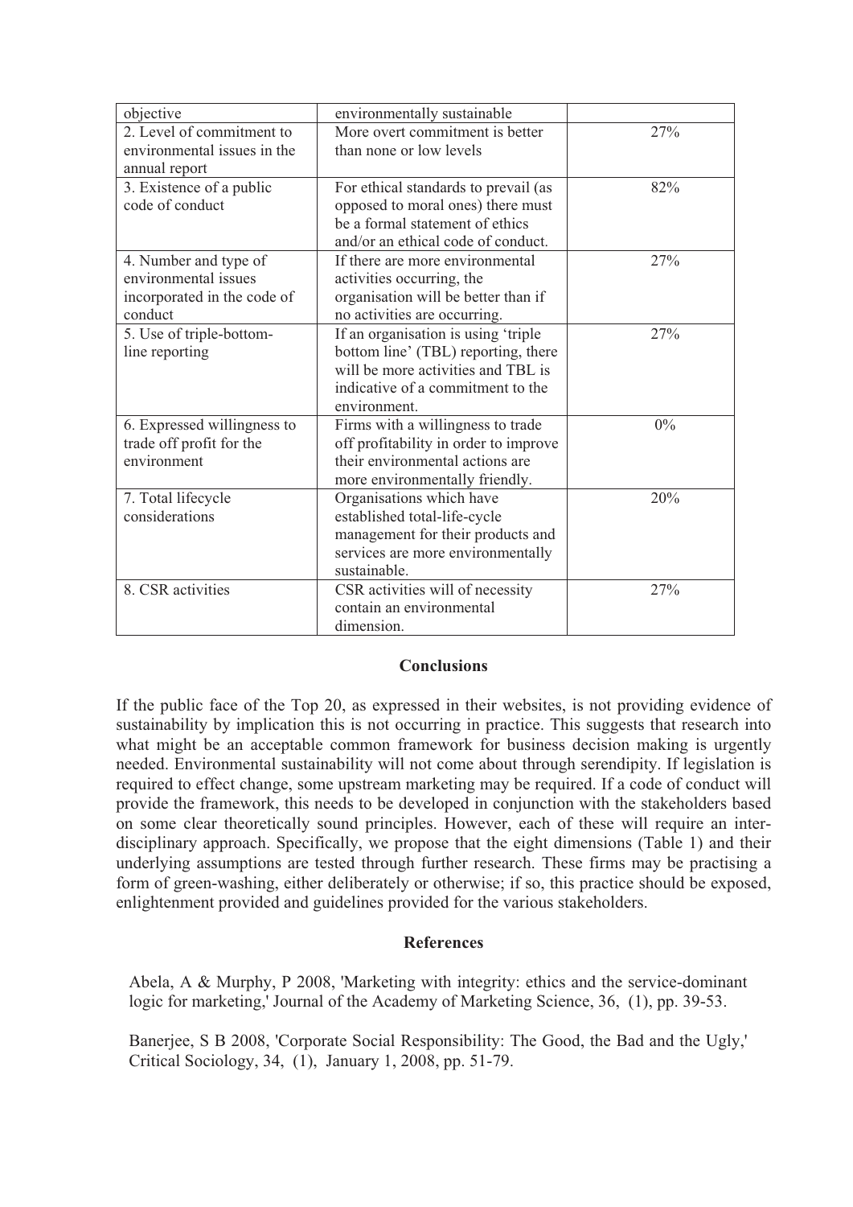| objective | environmentally sustainable | |
|---|---|---|
| 2. Level of commitment to environmental issues in the annual report | More overt commitment is better than none or low levels | 27% |
| 3. Existence of a public code of conduct | For ethical standards to prevail (as opposed to moral ones) there must be a formal statement of ethics and/or an ethical code of conduct. | 82% |
| 4. Number and type of environmental issues incorporated in the code of conduct | If there are more environmental activities occurring, the organisation will be better than if no activities are occurring. | 27% |
| 5. Use of triple-bottom-line reporting | If an organisation is using 'triple bottom line' (TBL) reporting, there will be more activities and TBL is indicative of a commitment to the environment. | 27% |
| 6. Expressed willingness to trade off profit for the environment | Firms with a willingness to trade off profitability in order to improve their environmental actions are more environmentally friendly. | 0% |
| 7. Total lifecycle considerations | Organisations which have established total-life-cycle management for their products and services are more environmentally sustainable. | 20% |
| 8. CSR activities | CSR activities will of necessity contain an environmental dimension. | 27% |

## Conclusions

If the public face of the Top 20, as expressed in their websites, is not providing evidence of sustainability by implication this is not occurring in practice. This suggests that research into what might be an acceptable common framework for business decision making is urgently needed. Environmental sustainability will not come about through serendipity. If legislation is required to effect change, some upstream marketing may be required. If a code of conduct will provide the framework, this needs to be developed in conjunction with the stakeholders based on some clear theoretically sound principles. However, each of these will require an inter-disciplinary approach. Specifically, we propose that the eight dimensions (Table 1) and their underlying assumptions are tested through further research. These firms may be practising a form of green-washing, either deliberately or otherwise; if so, this practice should be exposed, enlightenment provided and guidelines provided for the various stakeholders.

## References

Abela, A & Murphy, P 2008, 'Marketing with integrity: ethics and the service-dominant logic for marketing,' Journal of the Academy of Marketing Science, 36, (1), pp. 39-53.

Banerjee, S B 2008, 'Corporate Social Responsibility: The Good, the Bad and the Ugly,' Critical Sociology, 34, (1), January 1, 2008, pp. 51-79.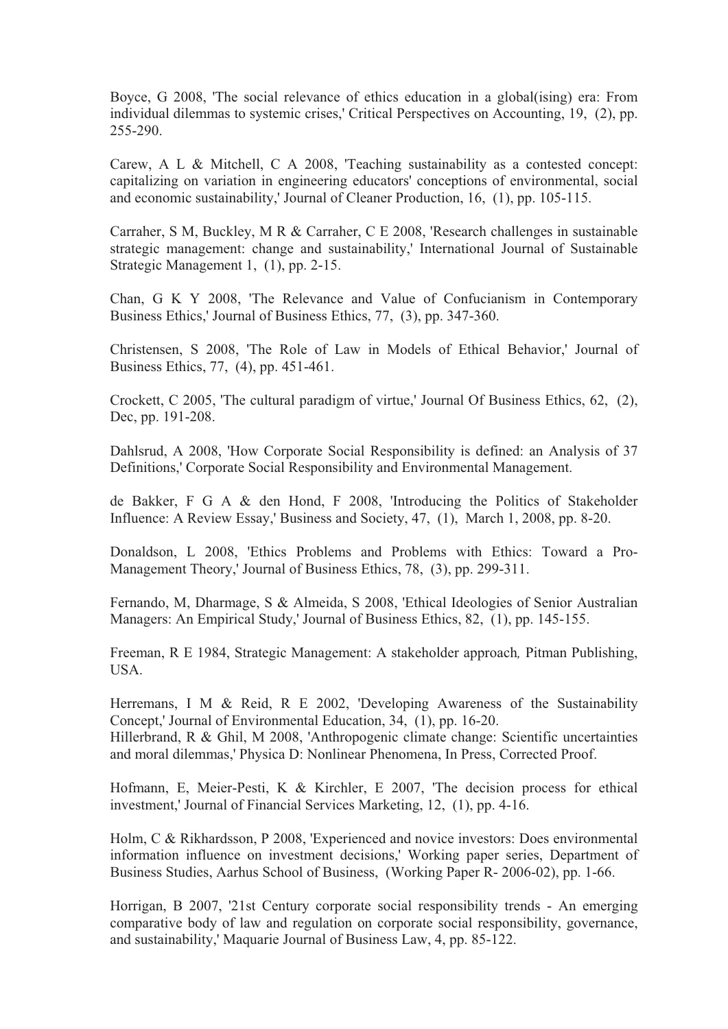Boyce, G 2008, 'The social relevance of ethics education in a global(ising) era: From individual dilemmas to systemic crises,' Critical Perspectives on Accounting, 19, (2), pp. 255-290.

Carew, A L & Mitchell, C A 2008, 'Teaching sustainability as a contested concept: capitalizing on variation in engineering educators' conceptions of environmental, social and economic sustainability,' Journal of Cleaner Production, 16, (1), pp. 105-115.

Carraher, S M, Buckley, M R & Carraher, C E 2008, 'Research challenges in sustainable strategic management: change and sustainability,' International Journal of Sustainable Strategic Management 1, (1), pp. 2-15.

Chan, G K Y 2008, 'The Relevance and Value of Confucianism in Contemporary Business Ethics,' Journal of Business Ethics, 77, (3), pp. 347-360.

Christensen, S 2008, 'The Role of Law in Models of Ethical Behavior,' Journal of Business Ethics, 77, (4), pp. 451-461.

Crockett, C 2005, 'The cultural paradigm of virtue,' Journal Of Business Ethics, 62, (2), Dec, pp. 191-208.

Dahlsrud, A 2008, 'How Corporate Social Responsibility is defined: an Analysis of 37 Definitions,' Corporate Social Responsibility and Environmental Management.

de Bakker, F G A & den Hond, F 2008, 'Introducing the Politics of Stakeholder Influence: A Review Essay,' Business and Society, 47, (1), March 1, 2008, pp. 8-20.

Donaldson, L 2008, 'Ethics Problems and Problems with Ethics: Toward a Pro-Management Theory,' Journal of Business Ethics, 78, (3), pp. 299-311.

Fernando, M, Dharmage, S & Almeida, S 2008, 'Ethical Ideologies of Senior Australian Managers: An Empirical Study,' Journal of Business Ethics, 82, (1), pp. 145-155.

Freeman, R E 1984, Strategic Management: A stakeholder approach*,* Pitman Publishing, USA.

Herremans, I M & Reid, R E 2002, 'Developing Awareness of the Sustainability Concept,' Journal of Environmental Education, 34, (1), pp. 16-20.

Hillerbrand, R & Ghil, M 2008, 'Anthropogenic climate change: Scientific uncertainties and moral dilemmas,' Physica D: Nonlinear Phenomena, In Press, Corrected Proof.

Hofmann, E, Meier-Pesti, K & Kirchler, E 2007, 'The decision process for ethical investment,' Journal of Financial Services Marketing, 12, (1), pp. 4-16.

Holm, C & Rikhardsson, P 2008, 'Experienced and novice investors: Does environmental information influence on investment decisions,' Working paper series, Department of Business Studies, Aarhus School of Business, (Working Paper R- 2006-02), pp. 1-66.

Horrigan, B 2007, '21st Century corporate social responsibility trends - An emerging comparative body of law and regulation on corporate social responsibility, governance, and sustainability,' Maquarie Journal of Business Law, 4, pp. 85-122.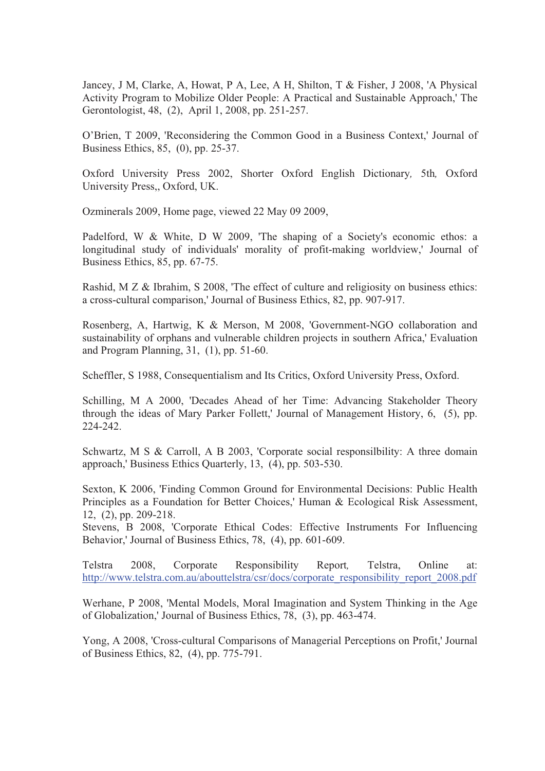Jancey, J M, Clarke, A, Howat, P A, Lee, A H, Shilton, T & Fisher, J 2008, 'A Physical Activity Program to Mobilize Older People: A Practical and Sustainable Approach,' The Gerontologist, 48, (2), April 1, 2008, pp. 251-257.

O'Brien, T 2009, 'Reconsidering the Common Good in a Business Context,' Journal of Business Ethics, 85, (0), pp. 25-37.

Oxford University Press 2002, Shorter Oxford English Dictionary, 5th, Oxford University Press,, Oxford, UK.

Ozminerals 2009, Home page, viewed 22 May 09 2009,

Padelford, W & White, D W 2009, 'The shaping of a Society's economic ethos: a longitudinal study of individuals' morality of profit-making worldview,' Journal of Business Ethics, 85, pp. 67-75.

Rashid, M Z & Ibrahim, S 2008, 'The effect of culture and religiosity on business ethics: a cross-cultural comparison,' Journal of Business Ethics, 82, pp. 907-917.

Rosenberg, A, Hartwig, K & Merson, M 2008, 'Government-NGO collaboration and sustainability of orphans and vulnerable children projects in southern Africa,' Evaluation and Program Planning, 31, (1), pp. 51-60.

Scheffler, S 1988, Consequentialism and Its Critics, Oxford University Press, Oxford.

Schilling, M A 2000, 'Decades Ahead of her Time: Advancing Stakeholder Theory through the ideas of Mary Parker Follett,' Journal of Management History, 6, (5), pp. 224-242.

Schwartz, M S & Carroll, A B 2003, 'Corporate social responsilbility: A three domain approach,' Business Ethics Quarterly, 13, (4), pp. 503-530.

Sexton, K 2006, 'Finding Common Ground for Environmental Decisions: Public Health Principles as a Foundation for Better Choices,' Human & Ecological Risk Assessment, 12, (2), pp. 209-218.

Stevens, B 2008, 'Corporate Ethical Codes: Effective Instruments For Influencing Behavior,' Journal of Business Ethics, 78, (4), pp. 601-609.

Telstra 2008, Corporate Responsibility Report, Telstra, Online at: http://www.telstra.com.au/abouttelstra/csr/docs/corporate_responsibility_report_2008.pdf

Werhane, P 2008, 'Mental Models, Moral Imagination and System Thinking in the Age of Globalization,' Journal of Business Ethics, 78, (3), pp. 463-474.

Yong, A 2008, 'Cross-cultural Comparisons of Managerial Perceptions on Profit,' Journal of Business Ethics, 82, (4), pp. 775-791.